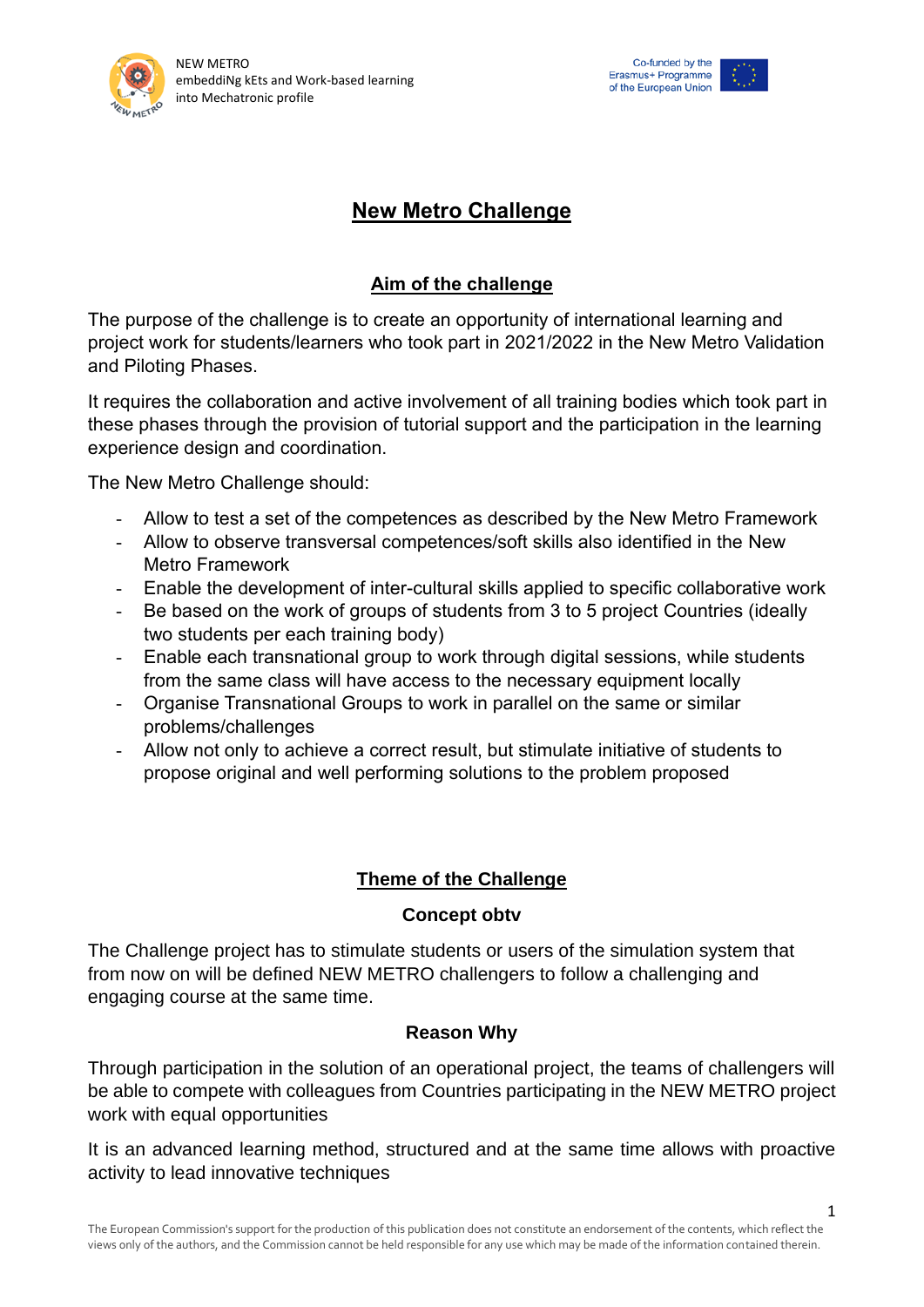# New Metro Challenge

## Aim of the challenge

The purpose of the challenge is to create an opportunity of international learning and project work for students/learners who took part in 2021/2022 in the New Metro Validation and Piloting Phases.

It requires the collaboration and active involvement of all training bodies which took part in these phases through the provision of tutorial support and the participation in the learning experience design and coordination.

The New Metro Challenge should:

- Allow to test a set of the competences as described by the New Metro Framework
- Allow to observe transversal competences/soft skills also identified in the New Metro Framework
- Enable the development of inter-cultural skills applied to specific collaborative work
- Be based on the work of groups of students from 3 to 5 project Countries (ideally two students per each training body)
- Enable each transnational group to work through digital sessions, while students from the same class will have access to the necessary equipment locally
- Organise Transnational Groups to work in parallel on the same or similar problems/challenges
- Allow not only to achieve a correct result, but stimulate initiative of students to propose original and well performing solutions to the problem proposed

## Theme of the Challenge

### Concept obtv

The Challenge project has to stimulate students or users of the simulation system that from now on will be defined NEW METRO challengers to follow a challenging and engaging course at the same time.

### Reason Why

Through participation in the solution of an operational project, the teams of challengers will be able to compete with colleagues from Countries participating in the NEW METRO project work with equal opportunities

It is an advanced learning method, structured and at the same time allows with proactive activity to lead innovative techniques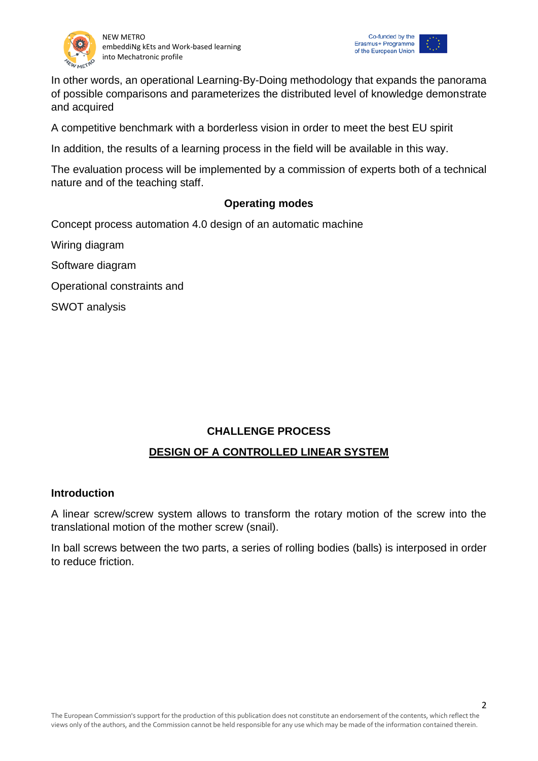In other words, an operational Learning-By-Doing methodology that expands the panorama of possible comparisons and parameterizes the distributed level of knowledge demonstrate and acquired

A competitive benchmark with a borderless vision in order to meet the best EU spirit

In addition, the results of a learning process in the field will be available in this way.

The evaluation process will be implemented by a commission of experts both of a technical nature and of the teaching staff.

**Operating modes**

Concept process automation 4.0 design of an automatic machine

Wiring diagram

Software diagram

Operational constraints and

SWOT analysis

## CHALLENGE PROCESS

## DESIGN OF A CONTROLLED LINEAR SYSTEM

### Introduction

A linear screw/screw system allows to transform the rotary motion of the screw into the translational motion of the mother screw (snail).

In ball screws between the two parts, a series of rolling bodies (balls) is interposed in order to reduce friction.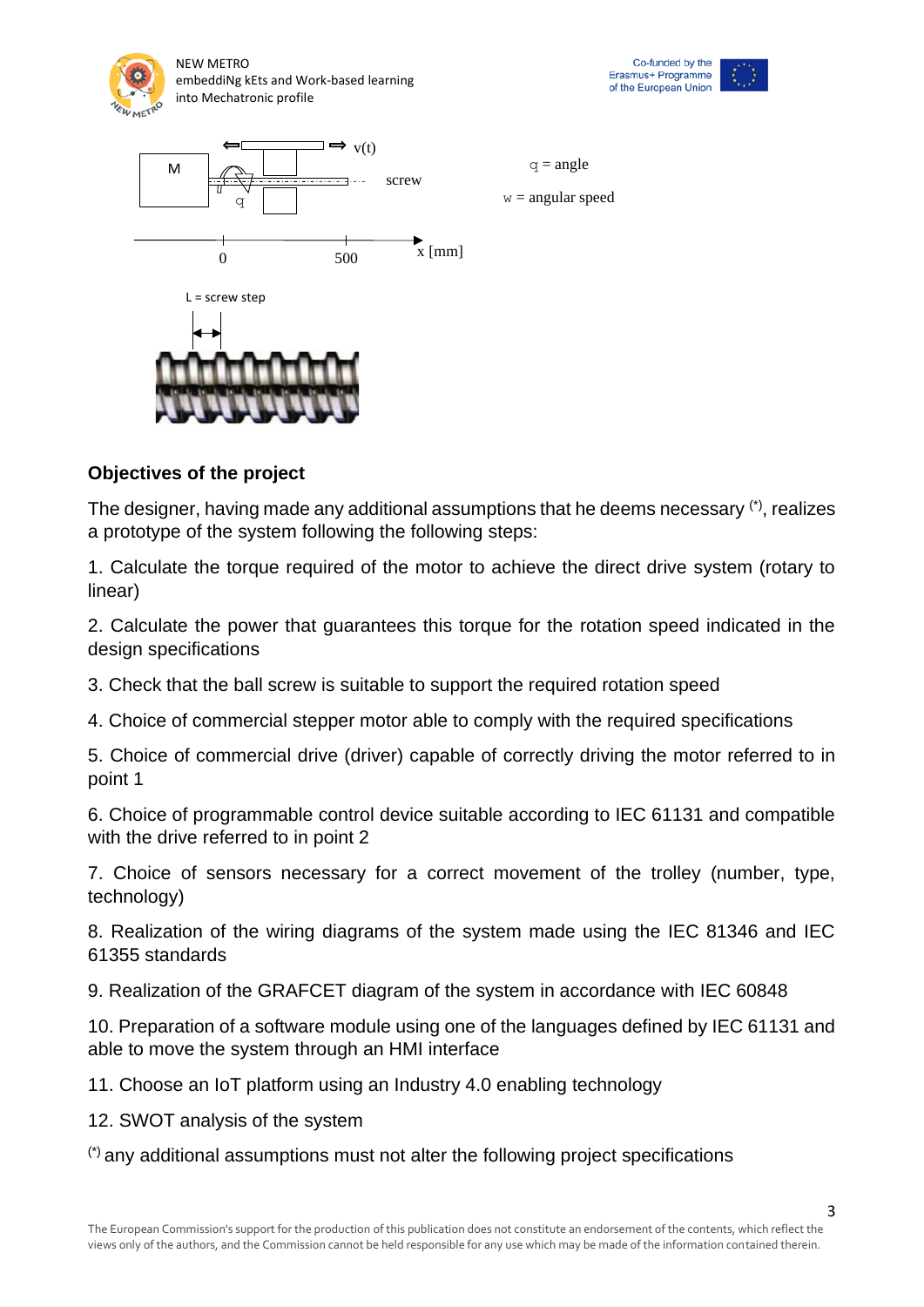M

v(t)

screw

q = angle

w = angular speed

x [mm]

0 500

L = screw step

## Objectives of the project

The designer, having made any additional assumptions that he deems necessary (*), realizes a prototype of the system following the following steps:

1. Calculate the torque required of the motor to achieve the direct drive system (rotary to linear)

2. Calculate the power that guarantees this torque for the rotation speed indicated in the design specifications

3. Check that the ball screw is suitable to support the required rotation speed

4. Choice of commercial stepper motor able to comply with the required specifications

5. Choice of commercial drive (driver) capable of correctly driving the motor referred to in point 1

6. Choice of programmable control device suitable according to IEC 61131 and compatible with the drive referred to in point 2

7. Choice of sensors necessary for a correct movement of the trolley (number, type, technology)

8. Realization of the wiring diagrams of the system made using the IEC 81346 and IEC 61355 standards

9. Realization of the GRAFCET diagram of the system in accordance with IEC 60848

10. Preparation of a software module using one of the languages defined by IEC 61131 and able to move the system through an HMI interface

11. Choose an IoT platform using an Industry 4.0 enabling technology

12. SWOT analysis of the system

(*) any additional assumptions must not alter the following project specifications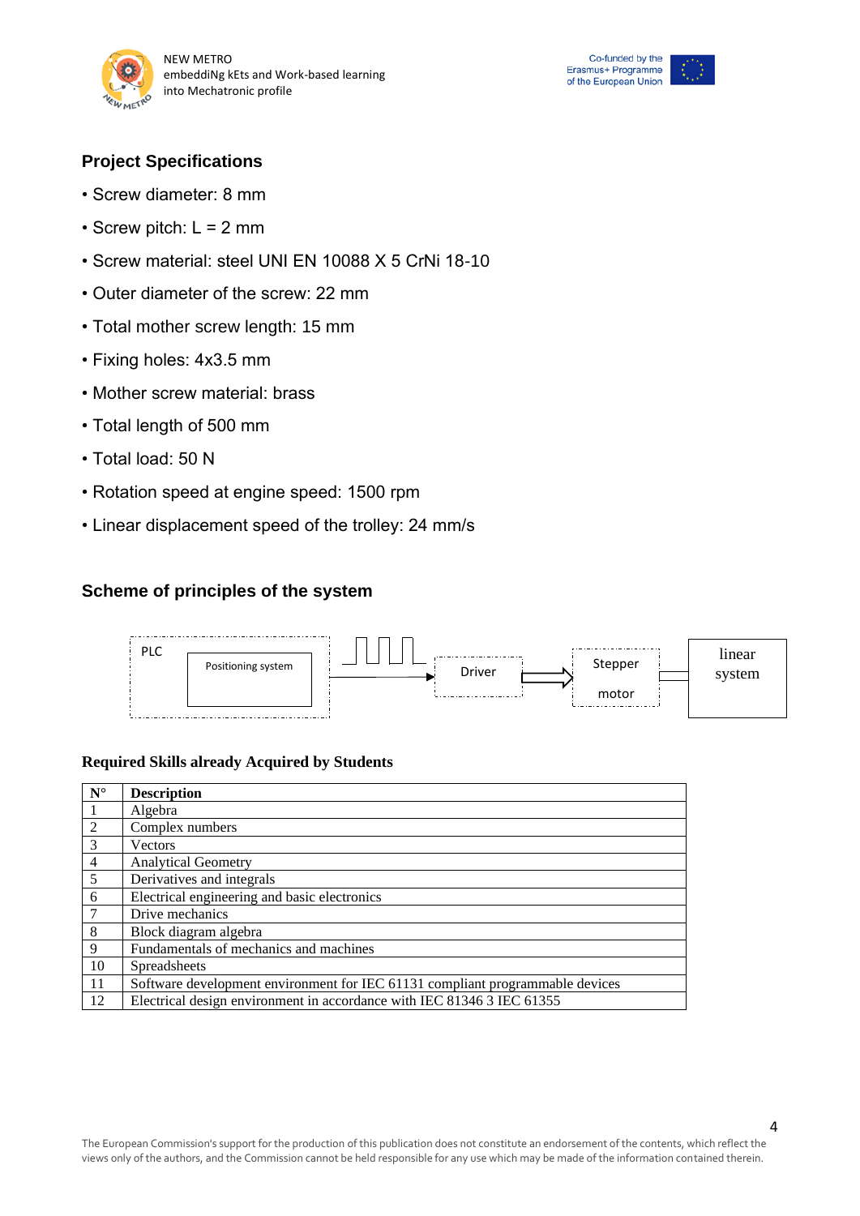## Project Specifications

- Screw diameter: 8 mm
- Screw pitch: L = 2 mm
- Screw material: steel UNI EN 10088 X 5 CrNi 18-10
- Outer diameter of the screw: 22 mm
- Total mother screw length: 15 mm
- Fixing holes: 4x3.5 mm
- Mother screw material: brass
- Total length of 500 mm
- Total load: 50 N
- Rotation speed at engine speed: 1500 rpm
- Linear displacement speed of the trolley: 24 mm/s

## Scheme of principles of the system

PLC — Positioning system → Driver → Stepper motor → linear system

### Required Skills already Acquired by Students

| N° | Description |
|---|---|
| 1 | Algebra |
| 2 | Complex numbers |
| 3 | Vectors |
| 4 | Analytical Geometry |
| 5 | Derivatives and integrals |
| 6 | Electrical engineering and basic electronics |
| 7 | Drive mechanics |
| 8 | Block diagram algebra |
| 9 | Fundamentals of mechanics and machines |
| 10 | Spreadsheets |
| 11 | Software development environment for IEC 61131 compliant programmable devices |
| 12 | Electrical design environment in accordance with IEC 81346 3 IEC 61355 |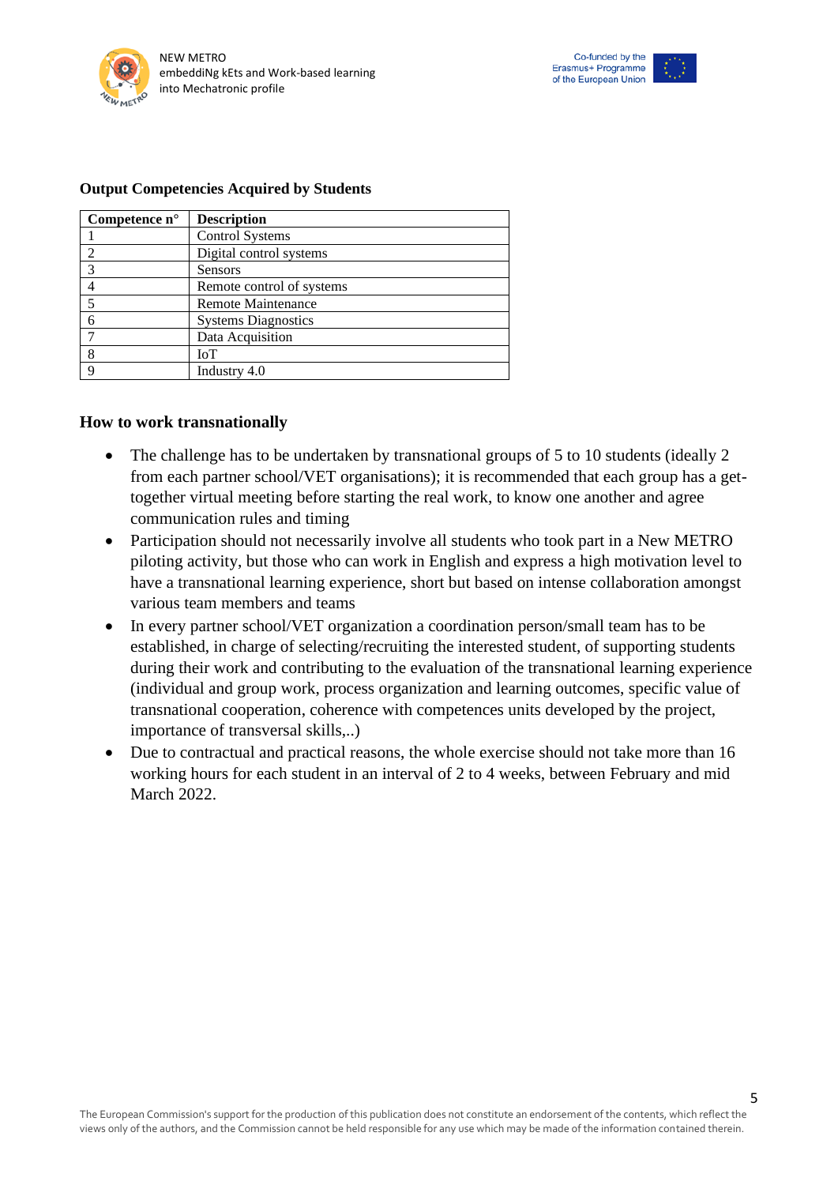**Output Competencies Acquired by Students**

| Competence n° | Description |
| --- | --- |
| 1 | Control Systems |
| 2 | Digital control systems |
| 3 | Sensors |
| 4 | Remote control of systems |
| 5 | Remote Maintenance |
| 6 | Systems Diagnostics |
| 7 | Data Acquisition |
| 8 | IoT |
| 9 | Industry 4.0 |

## How to work transnationally

- The challenge has to be undertaken by transnational groups of 5 to 10 students (ideally 2 from each partner school/VET organisations); it is recommended that each group has a get-together virtual meeting before starting the real work, to know one another and agree communication rules and timing
- Participation should not necessarily involve all students who took part in a New METRO piloting activity, but those who can work in English and express a high motivation level to have a transnational learning experience, short but based on intense collaboration amongst various team members and teams
- In every partner school/VET organization a coordination person/small team has to be established, in charge of selecting/recruiting the interested student, of supporting students during their work and contributing to the evaluation of the transnational learning experience (individual and group work, process organization and learning outcomes, specific value of transnational cooperation, coherence with competences units developed by the project, importance of transversal skills,..)
- Due to contractual and practical reasons, the whole exercise should not take more than 16 working hours for each student in an interval of 2 to 4 weeks, between February and mid March 2022.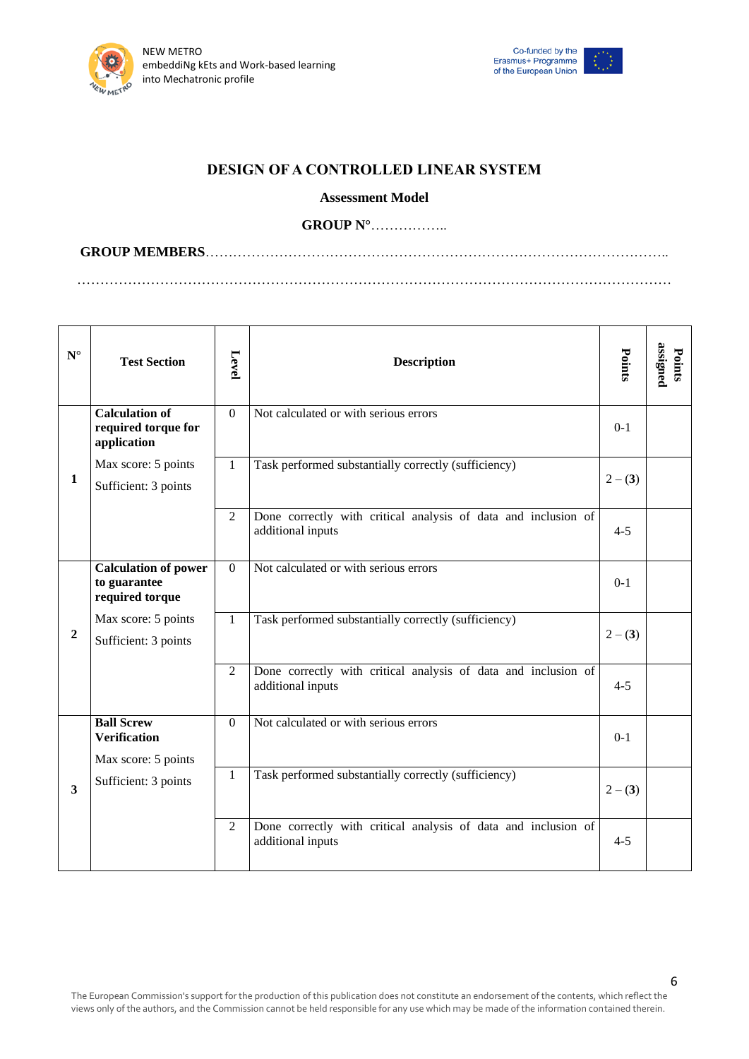# DESIGN OF A CONTROLLED LINEAR SYSTEM

**Assessment Model**

**GROUP N°**……………..

**GROUP MEMBERS**…………………………………………………………………………………………..

……………………………………………………………………………………………………………

| N° | Test Section | Level | Description | Points | Points assigned |
|---|---|---|---|---|---|
| 1 | **Calculation of required torque for application**<br>Max score: 5 points<br>Sufficient: 3 points | 0 | Not calculated or with serious errors | 0-1 | |
| | | 1 | Task performed substantially correctly (sufficiency) | 2 – (**3**) | |
| | | 2 | Done correctly with critical analysis of data and inclusion of additional inputs | 4-5 | |
| 2 | **Calculation of power to guarantee required torque**<br>Max score: 5 points<br>Sufficient: 3 points | 0 | Not calculated or with serious errors | 0-1 | |
| | | 1 | Task performed substantially correctly (sufficiency) | 2 – (**3**) | |
| | | 2 | Done correctly with critical analysis of data and inclusion of additional inputs | 4-5 | |
| 3 | **Ball Screw Verification**<br>Max score: 5 points<br>Sufficient: 3 points | 0 | Not calculated or with serious errors | 0-1 | |
| | | 1 | Task performed substantially correctly (sufficiency) | 2 – (**3**) | |
| | | 2 | Done correctly with critical analysis of data and inclusion of additional inputs | 4-5 | |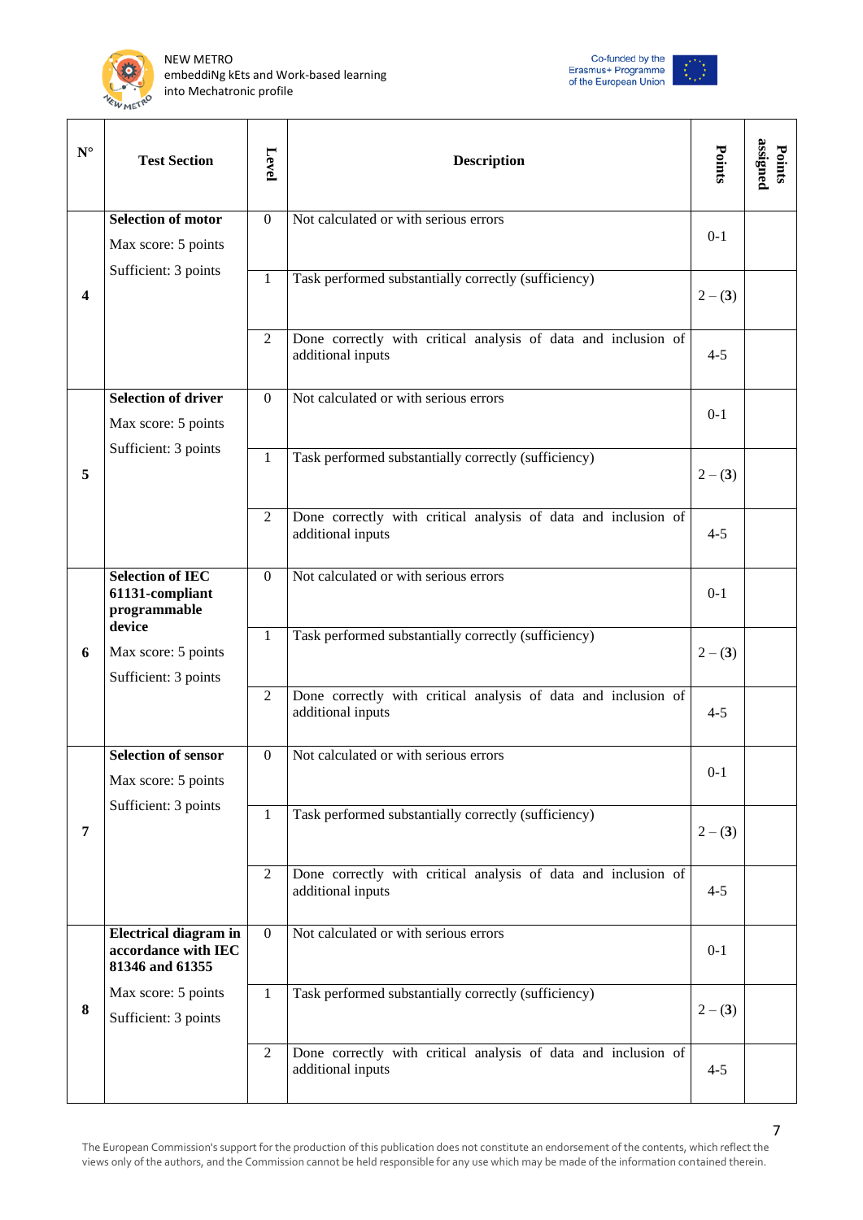| N° | Test Section | Level | Description | Points | Points assigned |
|---|---|---|---|---|---|
| 4 | **Selection of motor**<br>Max score: 5 points<br>Sufficient: 3 points | 0 | Not calculated or with serious errors | 0-1 | |
| | | 1 | Task performed substantially correctly (sufficiency) | 2 – (**3**) | |
| | | 2 | Done correctly with critical analysis of data and inclusion of additional inputs | 4-5 | |
| 5 | **Selection of driver**<br>Max score: 5 points<br>Sufficient: 3 points | 0 | Not calculated or with serious errors | 0-1 | |
| | | 1 | Task performed substantially correctly (sufficiency) | 2 – (**3**) | |
| | | 2 | Done correctly with critical analysis of data and inclusion of additional inputs | 4-5 | |
| 6 | **Selection of IEC 61131-compliant programmable device**<br>Max score: 5 points<br>Sufficient: 3 points | 0 | Not calculated or with serious errors | 0-1 | |
| | | 1 | Task performed substantially correctly (sufficiency) | 2 – (**3**) | |
| | | 2 | Done correctly with critical analysis of data and inclusion of additional inputs | 4-5 | |
| 7 | **Selection of sensor**<br>Max score: 5 points<br>Sufficient: 3 points | 0 | Not calculated or with serious errors | 0-1 | |
| | | 1 | Task performed substantially correctly (sufficiency) | 2 – (**3**) | |
| | | 2 | Done correctly with critical analysis of data and inclusion of additional inputs | 4-5 | |
| 8 | **Electrical diagram in accordance with IEC 81346 and 61355**<br>Max score: 5 points<br>Sufficient: 3 points | 0 | Not calculated or with serious errors | 0-1 | |
| | | 1 | Task performed substantially correctly (sufficiency) | 2 – (**3**) | |
| | | 2 | Done correctly with critical analysis of data and inclusion of additional inputs | 4-5 | |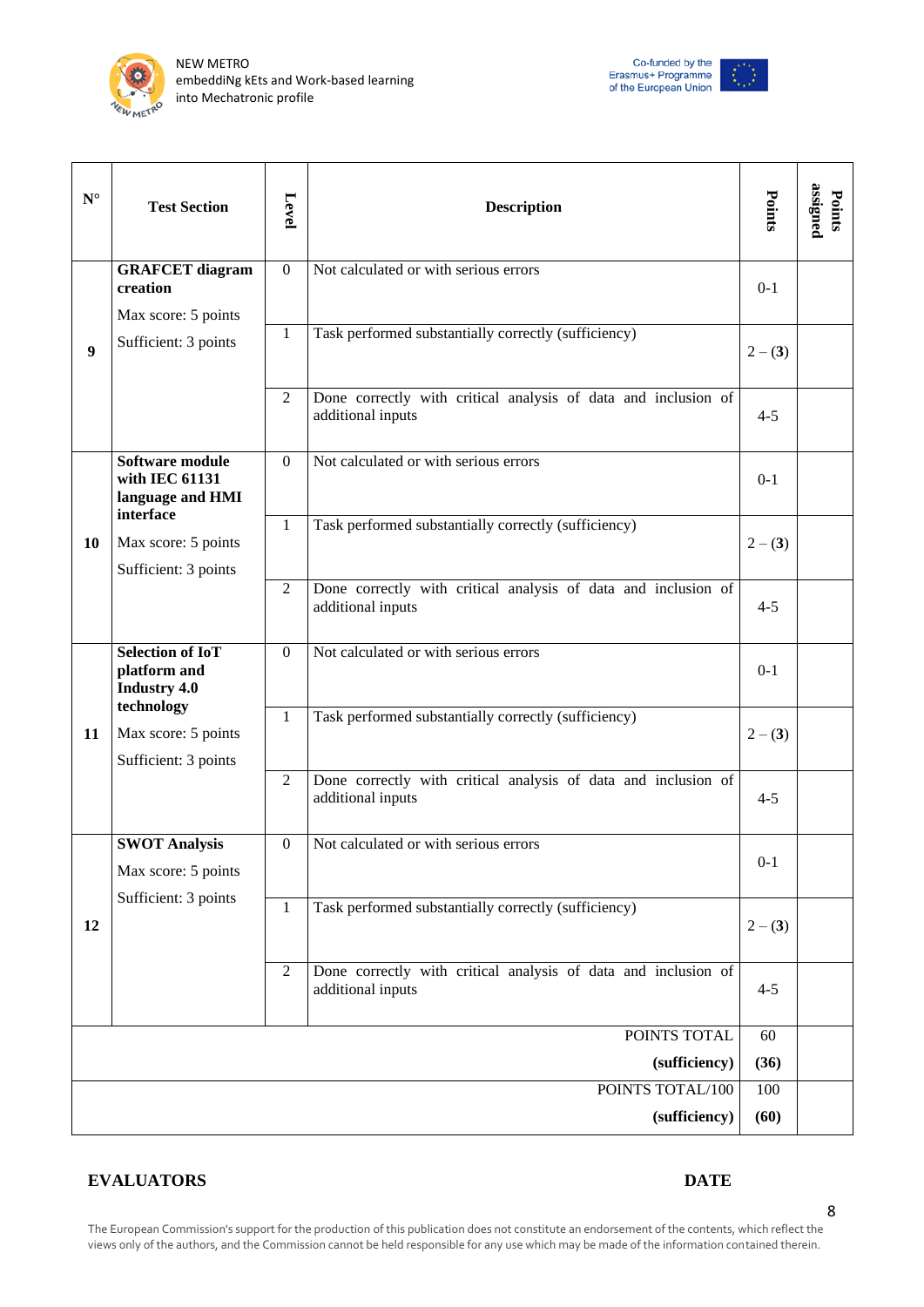| N° | Test Section | Level | Description | Points | Points assigned |
|---|---|---|---|---|---|
| 9 | **GRAFCET diagram creation** Max score: 5 points Sufficient: 3 points | 0 | Not calculated or with serious errors | 0-1 | |
| | | 1 | Task performed substantially correctly (sufficiency) | 2 – **(3)** | |
| | | 2 | Done correctly with critical analysis of data and inclusion of additional inputs | 4-5 | |
| 10 | **Software module with IEC 61131 language and HMI interface** Max score: 5 points Sufficient: 3 points | 0 | Not calculated or with serious errors | 0-1 | |
| | | 1 | Task performed substantially correctly (sufficiency) | 2 – **(3)** | |
| | | 2 | Done correctly with critical analysis of data and inclusion of additional inputs | 4-5 | |
| 11 | **Selection of IoT platform and Industry 4.0 technology** Max score: 5 points Sufficient: 3 points | 0 | Not calculated or with serious errors | 0-1 | |
| | | 1 | Task performed substantially correctly (sufficiency) | 2 – **(3)** | |
| | | 2 | Done correctly with critical analysis of data and inclusion of additional inputs | 4-5 | |
| 12 | **SWOT Analysis** Max score: 5 points Sufficient: 3 points | 0 | Not calculated or with serious errors | 0-1 | |
| | | 1 | Task performed substantially correctly (sufficiency) | 2 – **(3)** | |
| | | 2 | Done correctly with critical analysis of data and inclusion of additional inputs | 4-5 | |
| | | | POINTS TOTAL **(sufficiency)** | 60 **(36)** | |
| | | | POINTS TOTAL/100 **(sufficiency)** | 100 **(60)** | |

**EVALUATORS** **DATE**